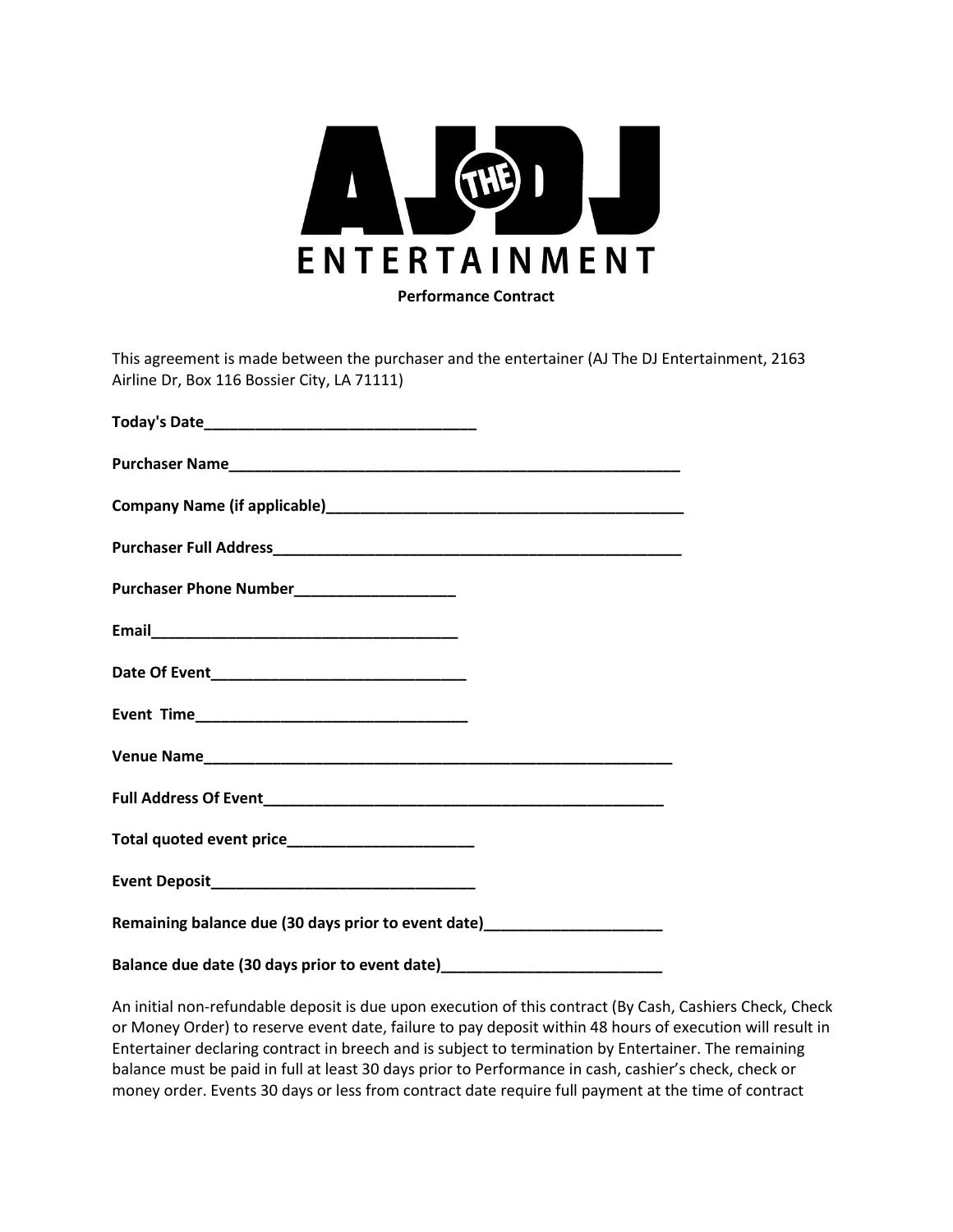# AJ THE DJ ENTERTAINMENT

**Performance Contract**

This agreement is made between the purchaser and the entertainer (AJ The DJ Entertainment, 2163 Airline Dr, Box 116 Bossier City, LA 71111)

**Today's Date**________________________________

**Purchaser Name**______________________________________________________

**Company Name (if applicable)**__________________________________________

**Purchaser Full Address**_________________________________________________

**Purchaser Phone Number**__________________

**Email**___________________________________

**Date Of Event**_____________________________

**Event Time**_______________________________

**Venue Name**________________________________________________________

**Full Address Of Event**________________________________________________

**Total quoted event price**_____________________

**Event Deposit**_______________________________

**Remaining balance due (30 days prior to event date)**_____________________

**Balance due date (30 days prior to event date)**_________________________

An initial non-refundable deposit is due upon execution of this contract (By Cash, Cashiers Check, Check or Money Order) to reserve event date, failure to pay deposit within 48 hours of execution will result in Entertainer declaring contract in breech and is subject to termination by Entertainer. The remaining balance must be paid in full at least 30 days prior to Performance in cash, cashier's check, check or money order. Events 30 days or less from contract date require full payment at the time of contract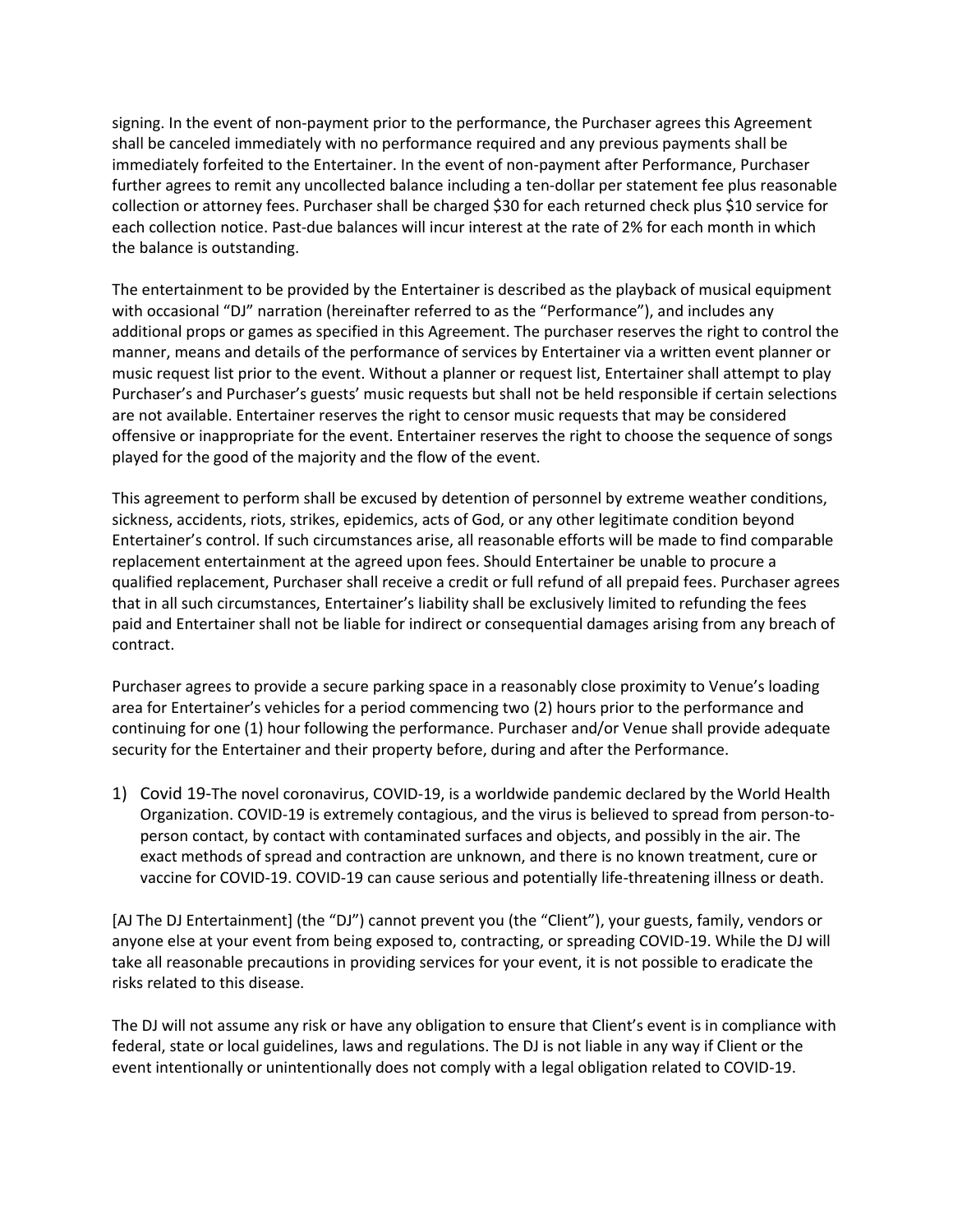signing. In the event of non-payment prior to the performance, the Purchaser agrees this Agreement shall be canceled immediately with no performance required and any previous payments shall be immediately forfeited to the Entertainer. In the event of non-payment after Performance, Purchaser further agrees to remit any uncollected balance including a ten-dollar per statement fee plus reasonable collection or attorney fees. Purchaser shall be charged $30 for each returned check plus $10 service for each collection notice. Past-due balances will incur interest at the rate of 2% for each month in which the balance is outstanding.

The entertainment to be provided by the Entertainer is described as the playback of musical equipment with occasional "DJ" narration (hereinafter referred to as the "Performance"), and includes any additional props or games as specified in this Agreement. The purchaser reserves the right to control the manner, means and details of the performance of services by Entertainer via a written event planner or music request list prior to the event. Without a planner or request list, Entertainer shall attempt to play Purchaser's and Purchaser's guests' music requests but shall not be held responsible if certain selections are not available. Entertainer reserves the right to censor music requests that may be considered offensive or inappropriate for the event. Entertainer reserves the right to choose the sequence of songs played for the good of the majority and the flow of the event.

This agreement to perform shall be excused by detention of personnel by extreme weather conditions, sickness, accidents, riots, strikes, epidemics, acts of God, or any other legitimate condition beyond Entertainer's control. If such circumstances arise, all reasonable efforts will be made to find comparable replacement entertainment at the agreed upon fees. Should Entertainer be unable to procure a qualified replacement, Purchaser shall receive a credit or full refund of all prepaid fees. Purchaser agrees that in all such circumstances, Entertainer's liability shall be exclusively limited to refunding the fees paid and Entertainer shall not be liable for indirect or consequential damages arising from any breach of contract.

Purchaser agrees to provide a secure parking space in a reasonably close proximity to Venue's loading area for Entertainer's vehicles for a period commencing two (2) hours prior to the performance and continuing for one (1) hour following the performance. Purchaser and/or Venue shall provide adequate security for the Entertainer and their property before, during and after the Performance.

1) Covid 19-The novel coronavirus, COVID-19, is a worldwide pandemic declared by the World Health Organization. COVID-19 is extremely contagious, and the virus is believed to spread from person-to-person contact, by contact with contaminated surfaces and objects, and possibly in the air. The exact methods of spread and contraction are unknown, and there is no known treatment, cure or vaccine for COVID-19. COVID-19 can cause serious and potentially life-threatening illness or death.

[AJ The DJ Entertainment] (the "DJ") cannot prevent you (the "Client"), your guests, family, vendors or anyone else at your event from being exposed to, contracting, or spreading COVID-19. While the DJ will take all reasonable precautions in providing services for your event, it is not possible to eradicate the risks related to this disease.

The DJ will not assume any risk or have any obligation to ensure that Client's event is in compliance with federal, state or local guidelines, laws and regulations. The DJ is not liable in any way if Client or the event intentionally or unintentionally does not comply with a legal obligation related to COVID-19.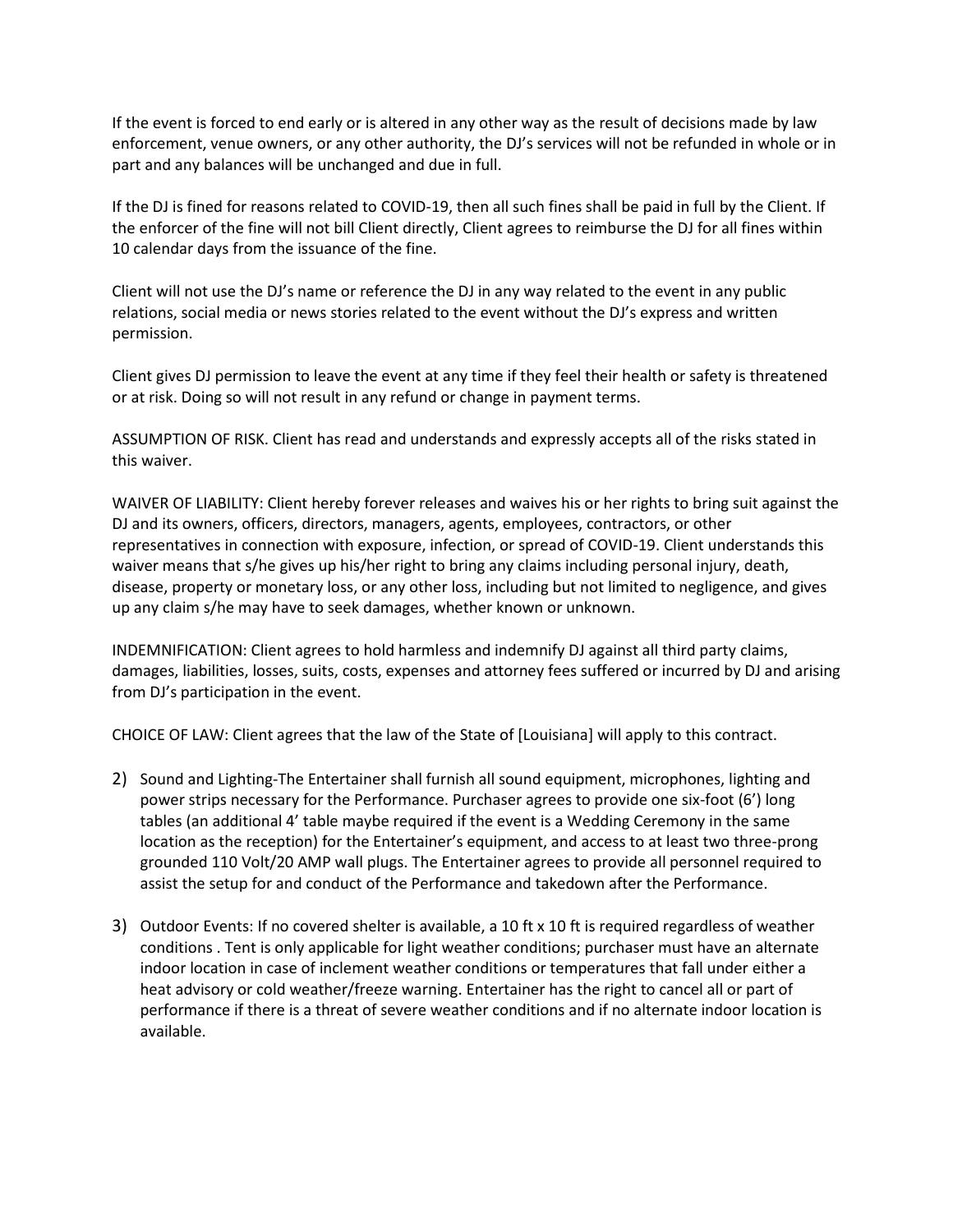If the event is forced to end early or is altered in any other way as the result of decisions made by law enforcement, venue owners, or any other authority, the DJ's services will not be refunded in whole or in part and any balances will be unchanged and due in full.

If the DJ is fined for reasons related to COVID-19, then all such fines shall be paid in full by the Client. If the enforcer of the fine will not bill Client directly, Client agrees to reimburse the DJ for all fines within 10 calendar days from the issuance of the fine.

Client will not use the DJ's name or reference the DJ in any way related to the event in any public relations, social media or news stories related to the event without the DJ's express and written permission.

Client gives DJ permission to leave the event at any time if they feel their health or safety is threatened or at risk. Doing so will not result in any refund or change in payment terms.

ASSUMPTION OF RISK. Client has read and understands and expressly accepts all of the risks stated in this waiver.

WAIVER OF LIABILITY: Client hereby forever releases and waives his or her rights to bring suit against the DJ and its owners, officers, directors, managers, agents, employees, contractors, or other representatives in connection with exposure, infection, or spread of COVID-19. Client understands this waiver means that s/he gives up his/her right to bring any claims including personal injury, death, disease, property or monetary loss, or any other loss, including but not limited to negligence, and gives up any claim s/he may have to seek damages, whether known or unknown.

INDEMNIFICATION: Client agrees to hold harmless and indemnify DJ against all third party claims, damages, liabilities, losses, suits, costs, expenses and attorney fees suffered or incurred by DJ and arising from DJ's participation in the event.

CHOICE OF LAW: Client agrees that the law of the State of [Louisiana] will apply to this contract.

2) Sound and Lighting-The Entertainer shall furnish all sound equipment, microphones, lighting and power strips necessary for the Performance. Purchaser agrees to provide one six-foot (6') long tables (an additional 4' table maybe required if the event is a Wedding Ceremony in the same location as the reception) for the Entertainer's equipment, and access to at least two three-prong grounded 110 Volt/20 AMP wall plugs. The Entertainer agrees to provide all personnel required to assist the setup for and conduct of the Performance and takedown after the Performance.

3) Outdoor Events: If no covered shelter is available, a 10 ft x 10 ft is required regardless of weather conditions . Tent is only applicable for light weather conditions; purchaser must have an alternate indoor location in case of inclement weather conditions or temperatures that fall under either a heat advisory or cold weather/freeze warning. Entertainer has the right to cancel all or part of performance if there is a threat of severe weather conditions and if no alternate indoor location is available.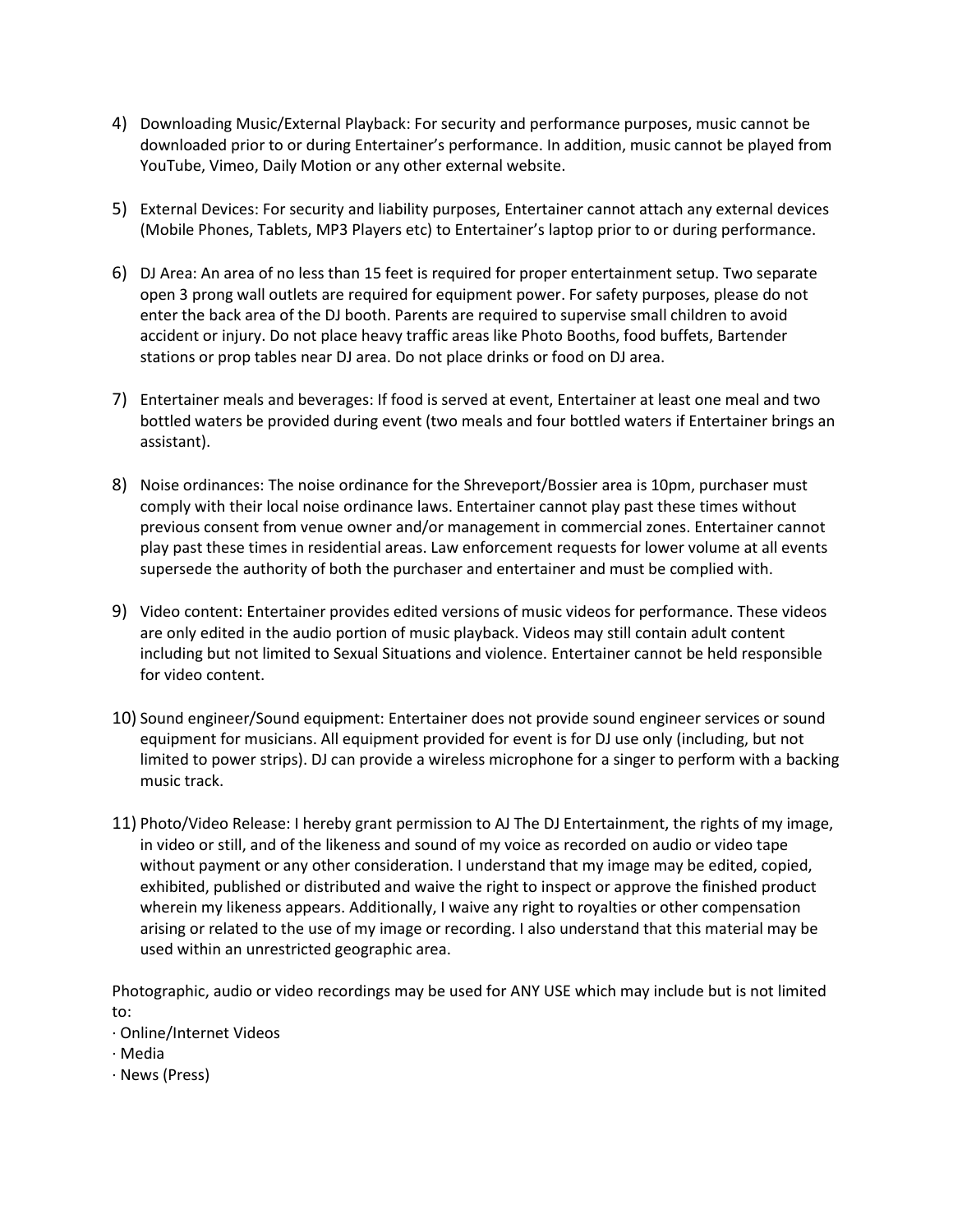4) Downloading Music/External Playback: For security and performance purposes, music cannot be downloaded prior to or during Entertainer's performance. In addition, music cannot be played from YouTube, Vimeo, Daily Motion or any other external website.

5) External Devices: For security and liability purposes, Entertainer cannot attach any external devices (Mobile Phones, Tablets, MP3 Players etc) to Entertainer's laptop prior to or during performance.

6) DJ Area: An area of no less than 15 feet is required for proper entertainment setup. Two separate open 3 prong wall outlets are required for equipment power. For safety purposes, please do not enter the back area of the DJ booth. Parents are required to supervise small children to avoid accident or injury. Do not place heavy traffic areas like Photo Booths, food buffets, Bartender stations or prop tables near DJ area. Do not place drinks or food on DJ area.

7) Entertainer meals and beverages: If food is served at event, Entertainer at least one meal and two bottled waters be provided during event (two meals and four bottled waters if Entertainer brings an assistant).

8) Noise ordinances: The noise ordinance for the Shreveport/Bossier area is 10pm, purchaser must comply with their local noise ordinance laws. Entertainer cannot play past these times without previous consent from venue owner and/or management in commercial zones. Entertainer cannot play past these times in residential areas. Law enforcement requests for lower volume at all events supersede the authority of both the purchaser and entertainer and must be complied with.

9) Video content: Entertainer provides edited versions of music videos for performance. These videos are only edited in the audio portion of music playback. Videos may still contain adult content including but not limited to Sexual Situations and violence. Entertainer cannot be held responsible for video content.

10) Sound engineer/Sound equipment: Entertainer does not provide sound engineer services or sound equipment for musicians. All equipment provided for event is for DJ use only (including, but not limited to power strips). DJ can provide a wireless microphone for a singer to perform with a backing music track.

11) Photo/Video Release: I hereby grant permission to AJ The DJ Entertainment, the rights of my image, in video or still, and of the likeness and sound of my voice as recorded on audio or video tape without payment or any other consideration. I understand that my image may be edited, copied, exhibited, published or distributed and waive the right to inspect or approve the finished product wherein my likeness appears. Additionally, I waive any right to royalties or other compensation arising or related to the use of my image or recording. I also understand that this material may be used within an unrestricted geographic area.

Photographic, audio or video recordings may be used for ANY USE which may include but is not limited to:

· Online/Internet Videos
· Media
· News (Press)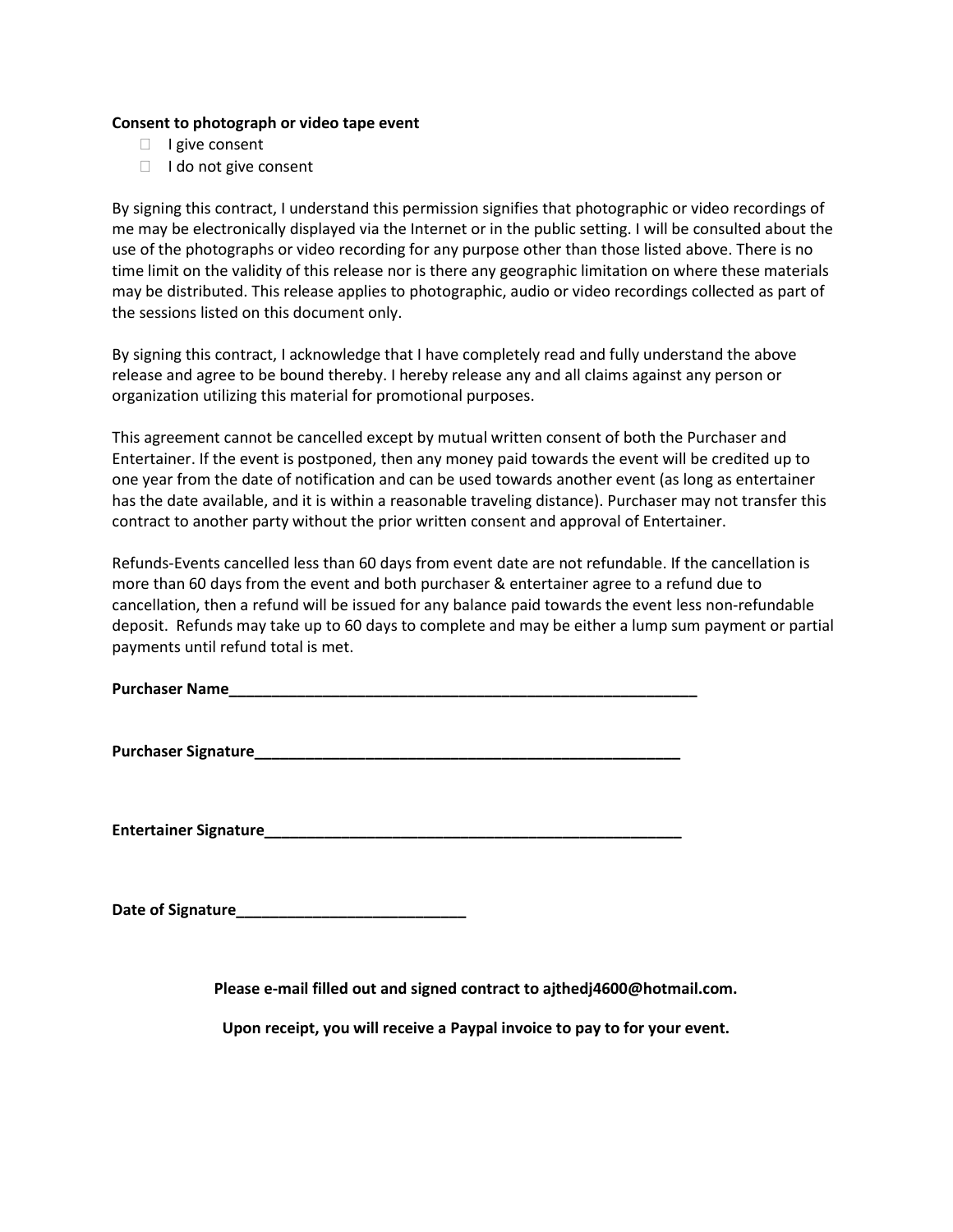**Consent to photograph or video tape event**

- ☐ I give consent
- ☐ I do not give consent

By signing this contract, I understand this permission signifies that photographic or video recordings of me may be electronically displayed via the Internet or in the public setting. I will be consulted about the use of the photographs or video recording for any purpose other than those listed above. There is no time limit on the validity of this release nor is there any geographic limitation on where these materials may be distributed. This release applies to photographic, audio or video recordings collected as part of the sessions listed on this document only.

By signing this contract, I acknowledge that I have completely read and fully understand the above release and agree to be bound thereby. I hereby release any and all claims against any person or organization utilizing this material for promotional purposes.

This agreement cannot be cancelled except by mutual written consent of both the Purchaser and Entertainer. If the event is postponed, then any money paid towards the event will be credited up to one year from the date of notification and can be used towards another event (as long as entertainer has the date available, and it is within a reasonable traveling distance). Purchaser may not transfer this contract to another party without the prior written consent and approval of Entertainer.

Refunds-Events cancelled less than 60 days from event date are not refundable. If the cancellation is more than 60 days from the event and both purchaser & entertainer agree to a refund due to cancellation, then a refund will be issued for any balance paid towards the event less non-refundable deposit. Refunds may take up to 60 days to complete and may be either a lump sum payment or partial payments until refund total is met.

**Purchaser Name**_________________________________________________________

**Purchaser Signature**____________________________________________________

**Entertainer Signature**___________________________________________________

**Date of Signature**___________________________

**Please e-mail filled out and signed contract to ajthedj4600@hotmail.com.**

**Upon receipt, you will receive a Paypal invoice to pay to for your event.**